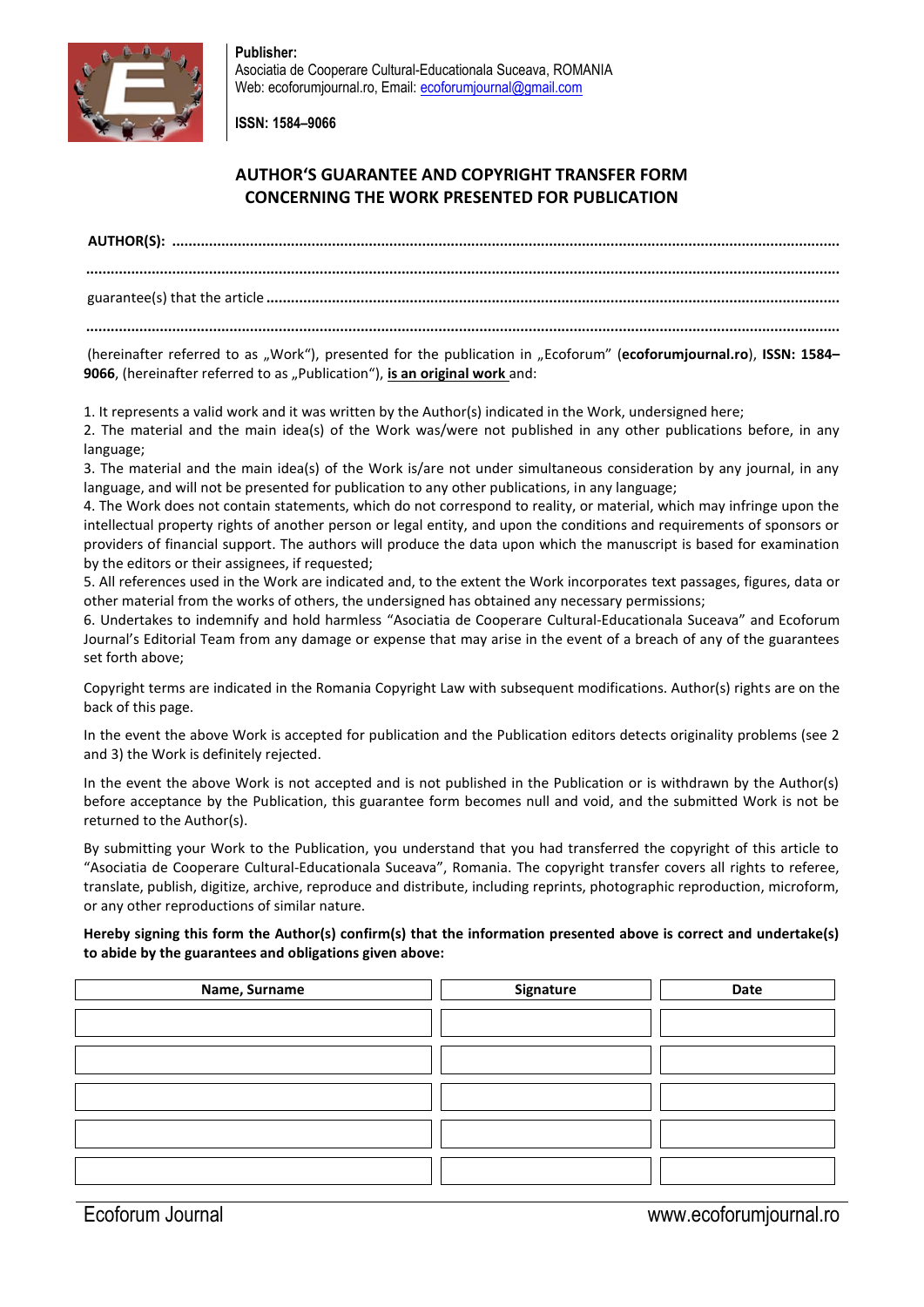**Publisher:**
Asociatia de Cooperare Cultural-Educationala Suceava, ROMANIA
Web: ecoforumjournal.ro, Email: ecoforumjournal@gmail.com

**ISSN: 1584–9066**

## AUTHOR'S GUARANTEE AND COPYRIGHT TRANSFER FORM CONCERNING THE WORK PRESENTED FOR PUBLICATION

**AUTHOR(S): ..................................................................................................................................................**

..................................................................................................................................................................

guarantee(s) that the article ..............................................................................................................................

..................................................................................................................................................................

(hereinafter referred to as „Work"), presented for the publication in „Ecoforum" (**ecoforumjournal.ro**), **ISSN: 1584–9066**, (hereinafter referred to as „Publication"), **is an original work** and:

1. It represents a valid work and it was written by the Author(s) indicated in the Work, undersigned here;
2. The material and the main idea(s) of the Work was/were not published in any other publications before, in any language;
3. The material and the main idea(s) of the Work is/are not under simultaneous consideration by any journal, in any language, and will not be presented for publication to any other publications, in any language;
4. The Work does not contain statements, which do not correspond to reality, or material, which may infringe upon the intellectual property rights of another person or legal entity, and upon the conditions and requirements of sponsors or providers of financial support. The authors will produce the data upon which the manuscript is based for examination by the editors or their assignees, if requested;
5. All references used in the Work are indicated and, to the extent the Work incorporates text passages, figures, data or other material from the works of others, the undersigned has obtained any necessary permissions;
6. Undertakes to indemnify and hold harmless "Asociatia de Cooperare Cultural-Educationala Suceava" and Ecoforum Journal's Editorial Team from any damage or expense that may arise in the event of a breach of any of the guarantees set forth above;

Copyright terms are indicated in the Romania Copyright Law with subsequent modifications. Author(s) rights are on the back of this page.

In the event the above Work is accepted for publication and the Publication editors detects originality problems (see 2 and 3) the Work is definitely rejected.

In the event the above Work is not accepted and is not published in the Publication or is withdrawn by the Author(s) before acceptance by the Publication, this guarantee form becomes null and void, and the submitted Work is not be returned to the Author(s).

By submitting your Work to the Publication, you understand that you had transferred the copyright of this article to "Asociatia de Cooperare Cultural-Educationala Suceava", Romania. The copyright transfer covers all rights to referee, translate, publish, digitize, archive, reproduce and distribute, including reprints, photographic reproduction, microform, or any other reproductions of similar nature.

**Hereby signing this form the Author(s) confirm(s) that the information presented above is correct and undertake(s) to abide by the guarantees and obligations given above:**

| Name, Surname | Signature | Date |
|---|---|---|
| | | |
| | | |
| | | |
| | | |
| | | |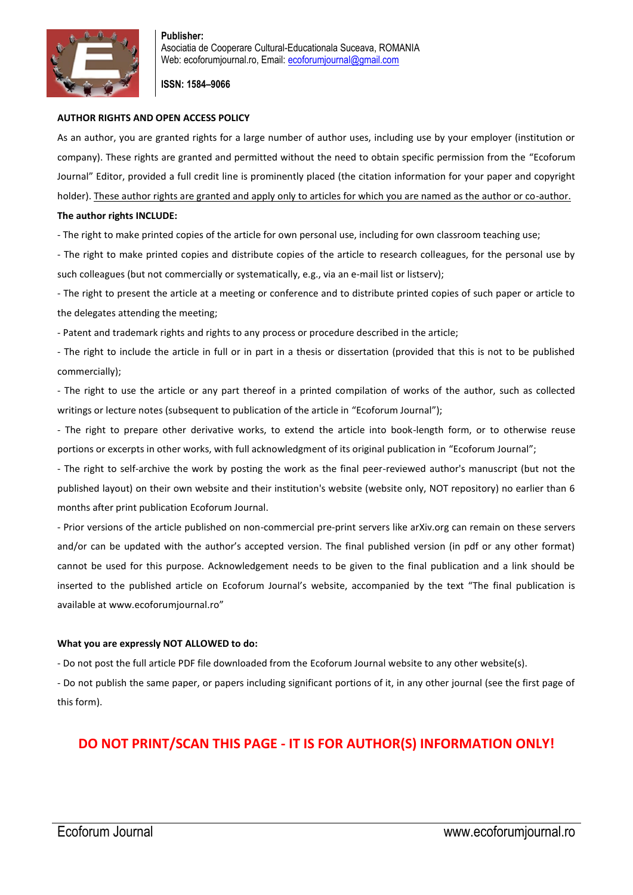**Publisher:**
Asociatia de Cooperare Cultural-Educationala Suceava, ROMANIA
Web: ecoforumjournal.ro, Email: ecoforumjournal@gmail.com

**ISSN: 1584–9066**

**AUTHOR RIGHTS AND OPEN ACCESS POLICY**

As an author, you are granted rights for a large number of author uses, including use by your employer (institution or company). These rights are granted and permitted without the need to obtain specific permission from the "Ecoforum Journal" Editor, provided a full credit line is prominently placed (the citation information for your paper and copyright holder). These author rights are granted and apply only to articles for which you are named as the author or co-author.

**The author rights INCLUDE:**

- The right to make printed copies of the article for own personal use, including for own classroom teaching use;
- The right to make printed copies and distribute copies of the article to research colleagues, for the personal use by such colleagues (but not commercially or systematically, e.g., via an e-mail list or listserv);
- The right to present the article at a meeting or conference and to distribute printed copies of such paper or article to the delegates attending the meeting;
- Patent and trademark rights and rights to any process or procedure described in the article;
- The right to include the article in full or in part in a thesis or dissertation (provided that this is not to be published commercially);
- The right to use the article or any part thereof in a printed compilation of works of the author, such as collected writings or lecture notes (subsequent to publication of the article in "Ecoforum Journal");
- The right to prepare other derivative works, to extend the article into book-length form, or to otherwise reuse portions or excerpts in other works, with full acknowledgment of its original publication in "Ecoforum Journal";
- The right to self-archive the work by posting the work as the final peer-reviewed author's manuscript (but not the published layout) on their own website and their institution's website (website only, NOT repository) no earlier than 6 months after print publication Ecoforum Journal.
- Prior versions of the article published on non-commercial pre-print servers like arXiv.org can remain on these servers and/or can be updated with the author's accepted version. The final published version (in pdf or any other format) cannot be used for this purpose. Acknowledgement needs to be given to the final publication and a link should be inserted to the published article on Ecoforum Journal's website, accompanied by the text "The final publication is available at www.ecoforumjournal.ro"

**What you are expressly NOT ALLOWED to do:**

- Do not post the full article PDF file downloaded from the Ecoforum Journal website to any other website(s).
- Do not publish the same paper, or papers including significant portions of it, in any other journal (see the first page of this form).

**DO NOT PRINT/SCAN THIS PAGE - IT IS FOR AUTHOR(S) INFORMATION ONLY!**